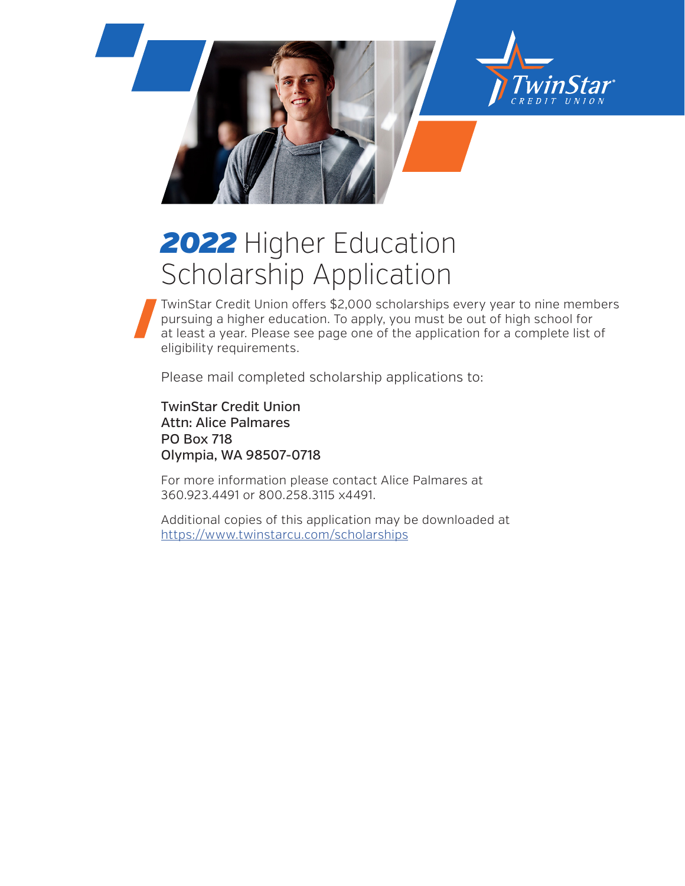# 2022 Higher Education Scholarship Application

TwinStar Credit Union offers $2,000 scholarships every year to nine members pursuing a higher education. To apply, you must be out of high school for at least a year. Please see page one of the application for a complete list of eligibility requirements.

Please mail completed scholarship applications to:

**TwinStar Credit Union**
**Attn: Alice Palmares**
**PO Box 718**
**Olympia, WA 98507-0718**

For more information please contact Alice Palmares at 360.923.4491 or 800.258.3115 x4491.

Additional copies of this application may be downloaded at https://www.twinstarcu.com/scholarships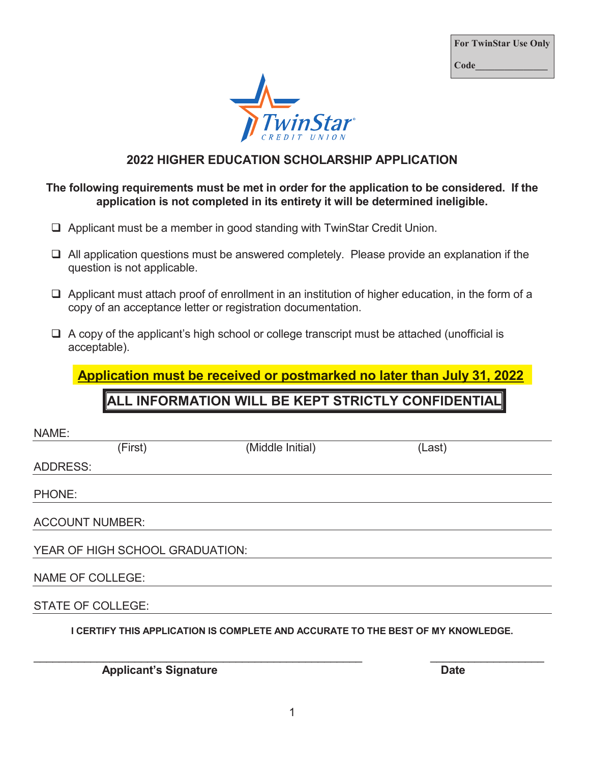**For TwinStar Use Only**

**Code_______________**

TwinStar CREDIT UNION

## 2022 HIGHER EDUCATION SCHOLARSHIP APPLICATION

**The following requirements must be met in order for the application to be considered. If the application is not completed in its entirety it will be determined ineligible.**

- ☐ Applicant must be a member in good standing with TwinStar Credit Union.
- ☐ All application questions must be answered completely. Please provide an explanation if the question is not applicable.
- ☐ Applicant must attach proof of enrollment in an institution of higher education, in the form of a copy of an acceptance letter or registration documentation.
- ☐ A copy of the applicant's high school or college transcript must be attached (unofficial is acceptable).

**Application must be received or postmarked no later than July 31, 2022**

**ALL INFORMATION WILL BE KEPT STRICTLY CONFIDENTIAL**

NAME: ______________________________________________

(First) (Middle Initial) (Last)

ADDRESS: ______________________________________________

PHONE: ______________________________________________

ACCOUNT NUMBER: ______________________________________________

YEAR OF HIGH SCHOOL GRADUATION: ______________________________________________

NAME OF COLLEGE: ______________________________________________

STATE OF COLLEGE: ______________________________________________

**I CERTIFY THIS APPLICATION IS COMPLETE AND ACCURATE TO THE BEST OF MY KNOWLEDGE.**

_______________________________________________ ____________________

**Applicant's Signature** **Date**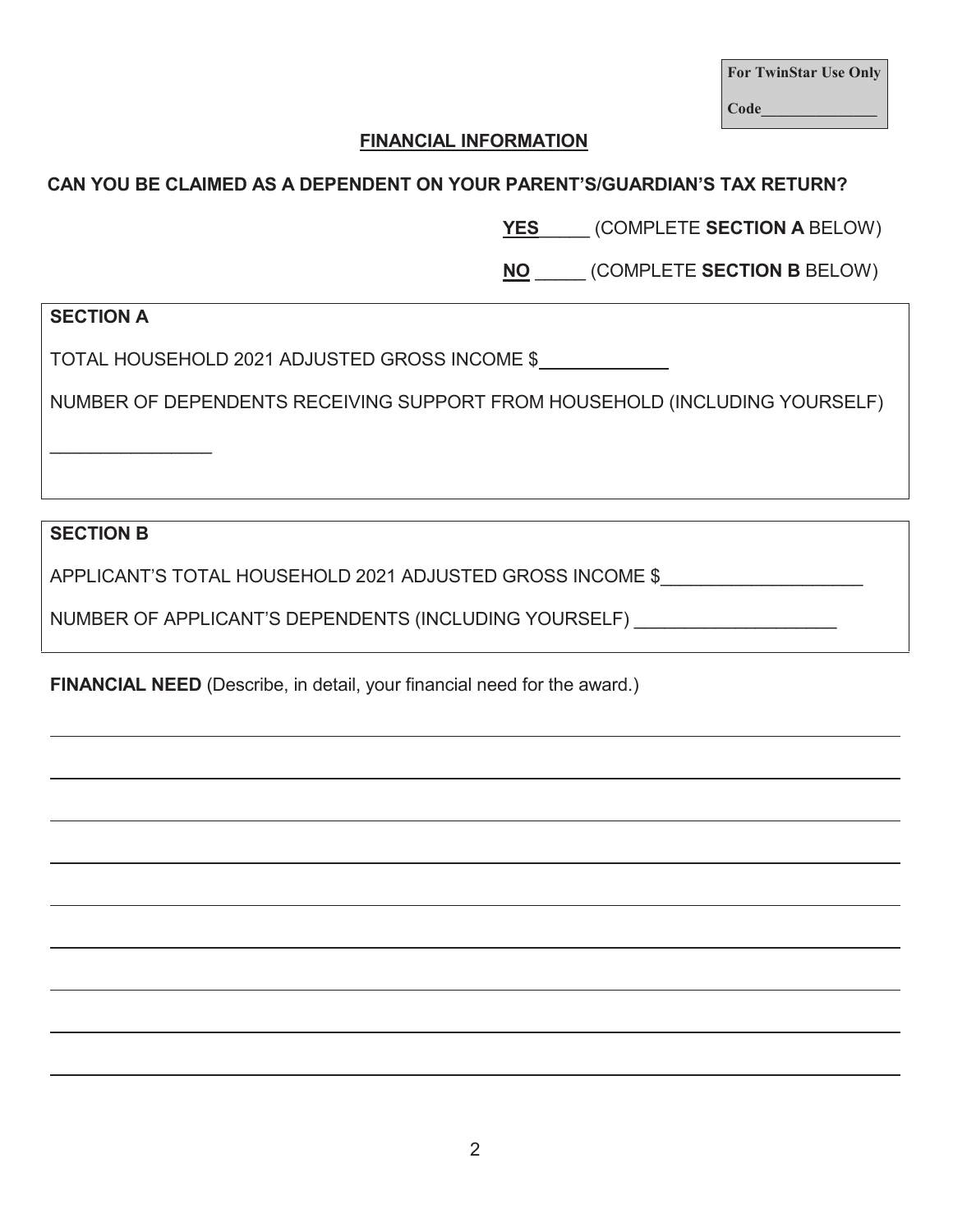For TwinStar Use Only

Code_______________

## FINANCIAL INFORMATION

**CAN YOU BE CLAIMED AS A DEPENDENT ON YOUR PARENT'S/GUARDIAN'S TAX RETURN?**

**YES**_____ (COMPLETE **SECTION A** BELOW)

**NO** _____ (COMPLETE **SECTION B** BELOW)

**SECTION A**

TOTAL HOUSEHOLD 2021 ADJUSTED GROSS INCOME $_____________

NUMBER OF DEPENDENTS RECEIVING SUPPORT FROM HOUSEHOLD (INCLUDING YOURSELF)

________________

**SECTION B**

APPLICANT'S TOTAL HOUSEHOLD 2021 ADJUSTED GROSS INCOME $____________________

NUMBER OF APPLICANT'S DEPENDENTS (INCLUDING YOURSELF) ____________________

**FINANCIAL NEED** (Describe, in detail, your financial need for the award.)

______________________________________________________________________________

______________________________________________________________________________

______________________________________________________________________________

______________________________________________________________________________

______________________________________________________________________________

______________________________________________________________________________

______________________________________________________________________________

______________________________________________________________________________

______________________________________________________________________________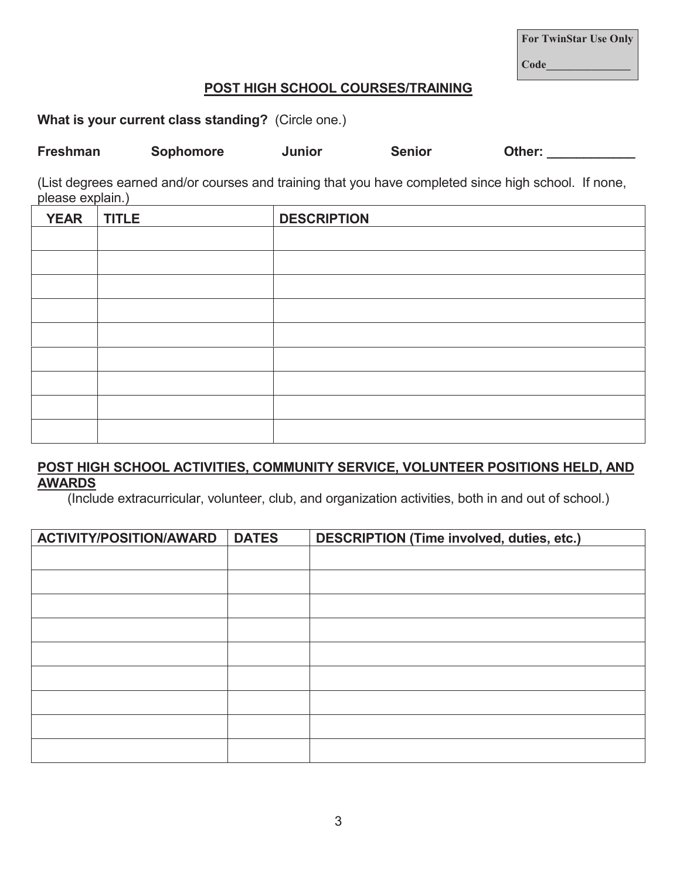| **For TwinStar Use Only** |
|---|
| **Code**______________ |

## POST HIGH SCHOOL COURSES/TRAINING

**What is your current class standing?** (Circle one.)

**Freshman** **Sophomore** **Junior** **Senior** **Other:** ____________

(List degrees earned and/or courses and training that you have completed since high school. If none, please explain.)

| YEAR | TITLE | DESCRIPTION |
|---|---|---|
| | | |
| | | |
| | | |
| | | |
| | | |
| | | |
| | | |
| | | |
| | | |

## POST HIGH SCHOOL ACTIVITIES, COMMUNITY SERVICE, VOLUNTEER POSITIONS HELD, AND AWARDS

(Include extracurricular, volunteer, club, and organization activities, both in and out of school.)

| ACTIVITY/POSITION/AWARD | DATES | DESCRIPTION (Time involved, duties, etc.) |
|---|---|---|
| | | |
| | | |
| | | |
| | | |
| | | |
| | | |
| | | |
| | | |
| | | |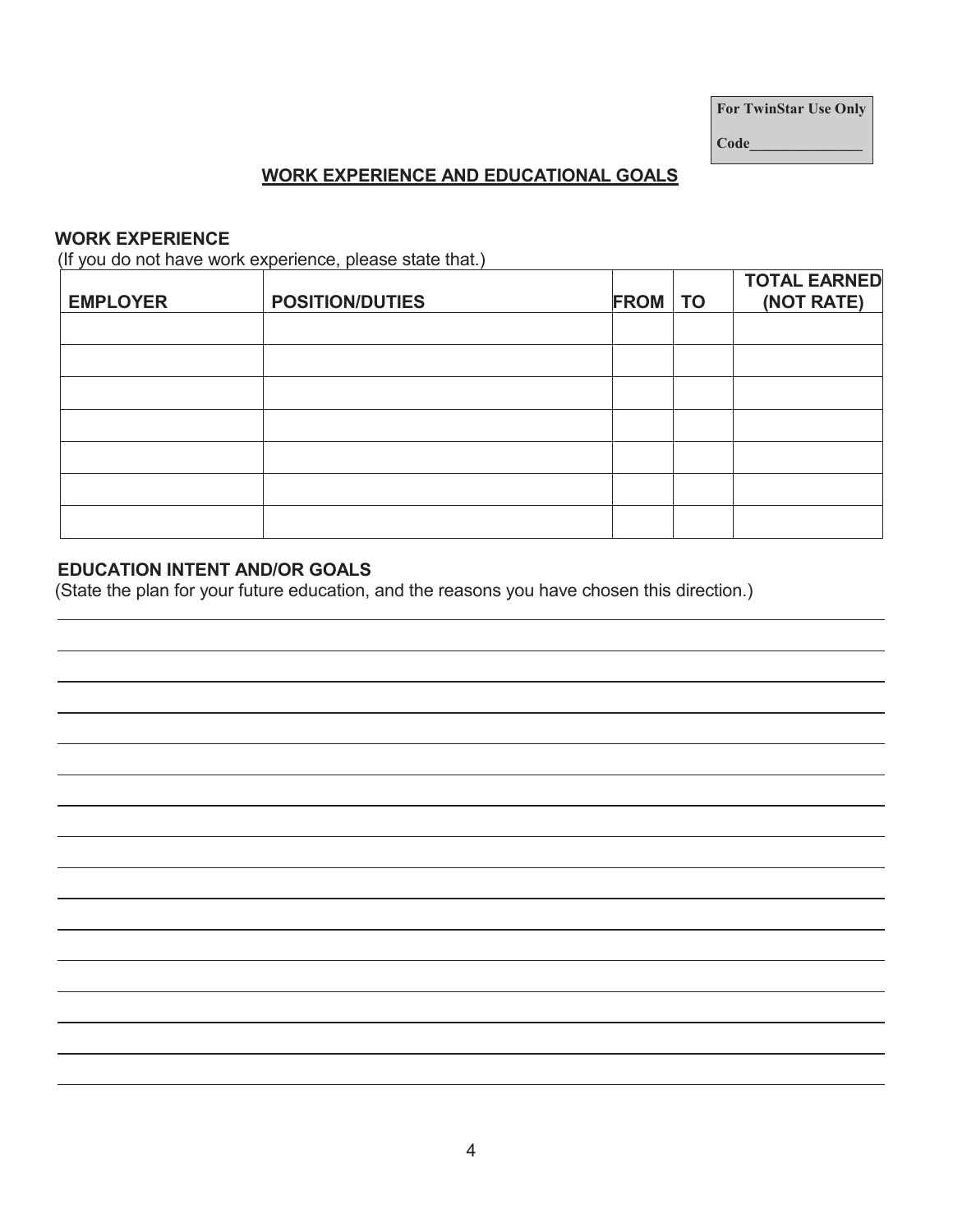For TwinStar Use Only

Code_______________

## WORK EXPERIENCE AND EDUCATIONAL GOALS

### WORK EXPERIENCE

(If you do not have work experience, please state that.)

| EMPLOYER | POSITION/DUTIES | FROM | TO | TOTAL EARNED (NOT RATE) |
|---|---|---|---|---|
| | | | | |
| | | | | |
| | | | | |
| | | | | |
| | | | | |
| | | | | |
| | | | | |

### EDUCATION INTENT AND/OR GOALS

(State the plan for your future education, and the reasons you have chosen this direction.)

___________________________________________________________________________

___________________________________________________________________________

___________________________________________________________________________

___________________________________________________________________________

___________________________________________________________________________

___________________________________________________________________________

___________________________________________________________________________

___________________________________________________________________________

___________________________________________________________________________

___________________________________________________________________________

___________________________________________________________________________

___________________________________________________________________________

___________________________________________________________________________

___________________________________________________________________________

___________________________________________________________________________

___________________________________________________________________________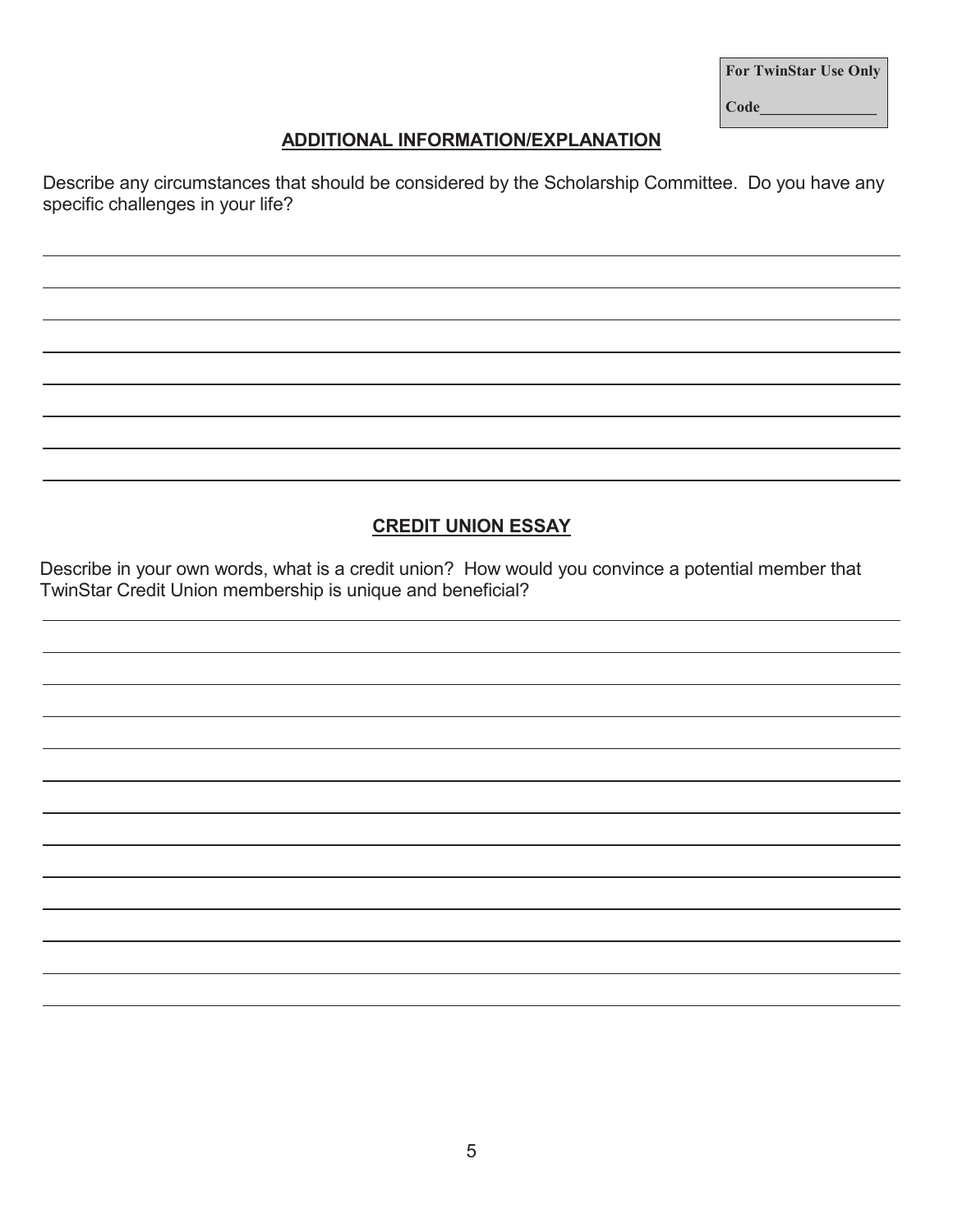| For TwinStar Use Only |
| --- |
| Code_______________ |

## ADDITIONAL INFORMATION/EXPLANATION

Describe any circumstances that should be considered by the Scholarship Committee. Do you have any specific challenges in your life?

______________________________________________________________________________

______________________________________________________________________________

______________________________________________________________________________

______________________________________________________________________________

______________________________________________________________________________

______________________________________________________________________________

______________________________________________________________________________

______________________________________________________________________________

## CREDIT UNION ESSAY

Describe in your own words, what is a credit union? How would you convince a potential member that TwinStar Credit Union membership is unique and beneficial?

______________________________________________________________________________

______________________________________________________________________________

______________________________________________________________________________

______________________________________________________________________________

______________________________________________________________________________

______________________________________________________________________________

______________________________________________________________________________

______________________________________________________________________________

______________________________________________________________________________

______________________________________________________________________________

______________________________________________________________________________

______________________________________________________________________________

______________________________________________________________________________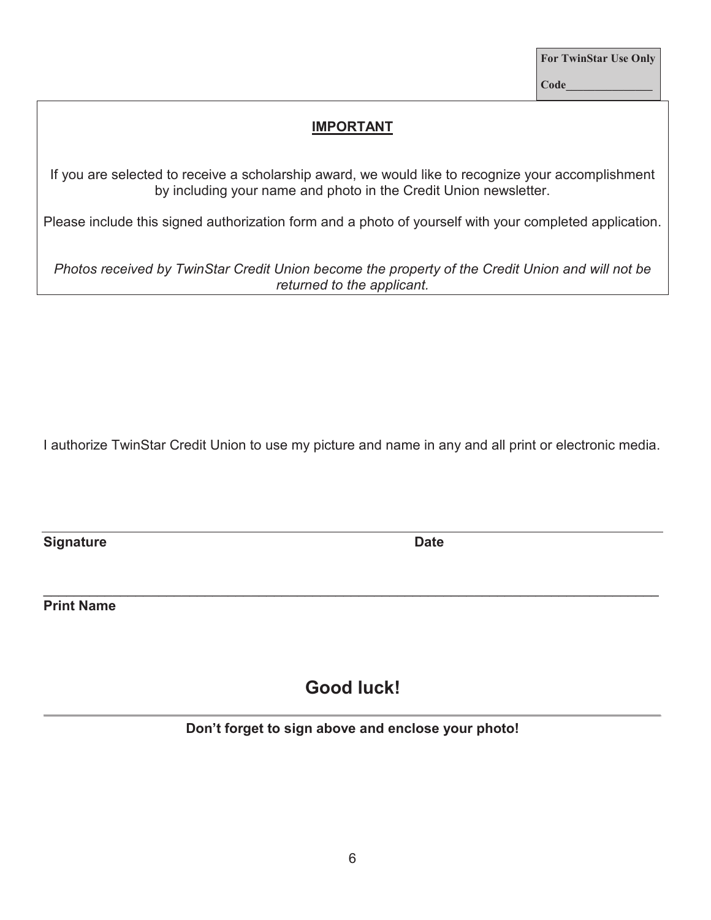**For TwinStar Use Only**

**Code_______________**

**IMPORTANT**

If you are selected to receive a scholarship award, we would like to recognize your accomplishment by including your name and photo in the Credit Union newsletter.

Please include this signed authorization form and a photo of yourself with your completed application.

*Photos received by TwinStar Credit Union become the property of the Credit Union and will not be returned to the applicant.*

I authorize TwinStar Credit Union to use my picture and name in any and all print or electronic media.

_______________________________________________________________________________

**Signature** **Date**

_______________________________________________________________________________

**Print Name**

## Good luck!

**Don't forget to sign above and enclose your photo!**